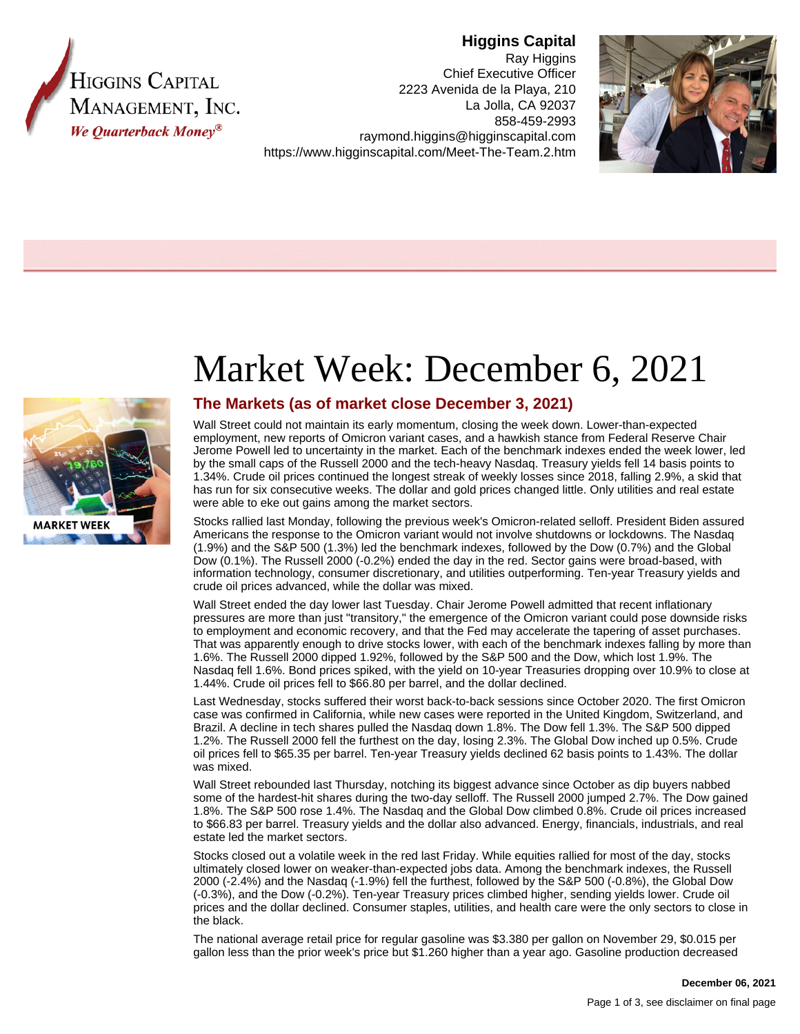**Higgins Capital**
Ray Higgins
Chief Executive Officer
2223 Avenida de la Playa, 210
La Jolla, CA 92037
858-459-2993
raymond.higgins@higginscapital.com
https://www.higginscapital.com/Meet-The-Team.2.htm

# Market Week: December 6, 2021

## The Markets (as of market close December 3, 2021)

Wall Street could not maintain its early momentum, closing the week down. Lower-than-expected employment, new reports of Omicron variant cases, and a hawkish stance from Federal Reserve Chair Jerome Powell led to uncertainty in the market. Each of the benchmark indexes ended the week lower, led by the small caps of the Russell 2000 and the tech-heavy Nasdaq. Treasury yields fell 14 basis points to 1.34%. Crude oil prices continued the longest streak of weekly losses since 2018, falling 2.9%, a skid that has run for six consecutive weeks. The dollar and gold prices changed little. Only utilities and real estate were able to eke out gains among the market sectors.

Stocks rallied last Monday, following the previous week's Omicron-related selloff. President Biden assured Americans the response to the Omicron variant would not involve shutdowns or lockdowns. The Nasdaq (1.9%) and the S&P 500 (1.3%) led the benchmark indexes, followed by the Dow (0.7%) and the Global Dow (0.1%). The Russell 2000 (-0.2%) ended the day in the red. Sector gains were broad-based, with information technology, consumer discretionary, and utilities outperforming. Ten-year Treasury yields and crude oil prices advanced, while the dollar was mixed.

Wall Street ended the day lower last Tuesday. Chair Jerome Powell admitted that recent inflationary pressures are more than just "transitory," the emergence of the Omicron variant could pose downside risks to employment and economic recovery, and that the Fed may accelerate the tapering of asset purchases. That was apparently enough to drive stocks lower, with each of the benchmark indexes falling by more than 1.6%. The Russell 2000 dipped 1.92%, followed by the S&P 500 and the Dow, which lost 1.9%. The Nasdaq fell 1.6%. Bond prices spiked, with the yield on 10-year Treasuries dropping over 10.9% to close at 1.44%. Crude oil prices fell to $66.80 per barrel, and the dollar declined.

Last Wednesday, stocks suffered their worst back-to-back sessions since October 2020. The first Omicron case was confirmed in California, while new cases were reported in the United Kingdom, Switzerland, and Brazil. A decline in tech shares pulled the Nasdaq down 1.8%. The Dow fell 1.3%. The S&P 500 dipped 1.2%. The Russell 2000 fell the furthest on the day, losing 2.3%. The Global Dow inched up 0.5%. Crude oil prices fell to $65.35 per barrel. Ten-year Treasury yields declined 62 basis points to 1.43%. The dollar was mixed.

Wall Street rebounded last Thursday, notching its biggest advance since October as dip buyers nabbed some of the hardest-hit shares during the two-day selloff. The Russell 2000 jumped 2.7%. The Dow gained 1.8%. The S&P 500 rose 1.4%. The Nasdaq and the Global Dow climbed 0.8%. Crude oil prices increased to $66.83 per barrel. Treasury yields and the dollar also advanced. Energy, financials, industrials, and real estate led the market sectors.

Stocks closed out a volatile week in the red last Friday. While equities rallied for most of the day, stocks ultimately closed lower on weaker-than-expected jobs data. Among the benchmark indexes, the Russell 2000 (-2.4%) and the Nasdaq (-1.9%) fell the furthest, followed by the S&P 500 (-0.8%), the Global Dow (-0.3%), and the Dow (-0.2%). Ten-year Treasury prices climbed higher, sending yields lower. Crude oil prices and the dollar declined. Consumer staples, utilities, and health care were the only sectors to close in the black.

The national average retail price for regular gasoline was $3.380 per gallon on November 29, $0.015 per gallon less than the prior week's price but $1.260 higher than a year ago. Gasoline production decreased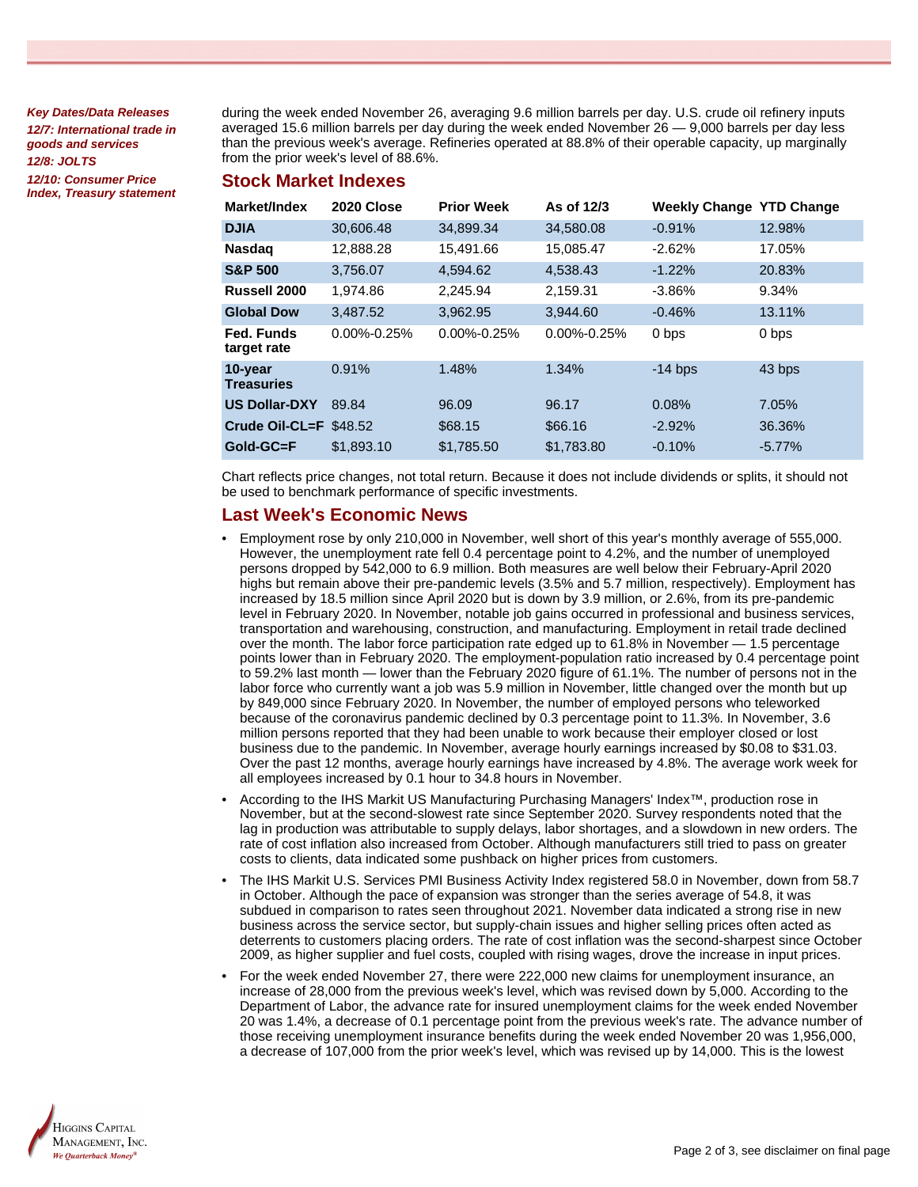*Key Dates/Data Releases*

*12/7: International trade in goods and services*

*12/8: JOLTS*

*12/10: Consumer Price Index, Treasury statement*

during the week ended November 26, averaging 9.6 million barrels per day. U.S. crude oil refinery inputs averaged 15.6 million barrels per day during the week ended November 26 — 9,000 barrels per day less than the previous week's average. Refineries operated at 88.8% of their operable capacity, up marginally from the prior week's level of 88.6%.

## Stock Market Indexes

| Market/Index | 2020 Close | Prior Week | As of 12/3 | Weekly Change | YTD Change |
|---|---|---|---|---|---|
| **DJIA** | 30,606.48 | 34,899.34 | 34,580.08 | -0.91% | 12.98% |
| **Nasdaq** | 12,888.28 | 15,491.66 | 15,085.47 | -2.62% | 17.05% |
| **S&P 500** | 3,756.07 | 4,594.62 | 4,538.43 | -1.22% | 20.83% |
| **Russell 2000** | 1,974.86 | 2,245.94 | 2,159.31 | -3.86% | 9.34% |
| **Global Dow** | 3,487.52 | 3,962.95 | 3,944.60 | -0.46% | 13.11% |
| **Fed. Funds target rate** | 0.00%-0.25% | 0.00%-0.25% | 0.00%-0.25% | 0 bps | 0 bps |
| **10-year Treasuries** | 0.91% | 1.48% | 1.34% | -14 bps | 43 bps |
| **US Dollar-DXY** | 89.84 | 96.09 | 96.17 | 0.08% | 7.05% |
| **Crude Oil-CL=F** | $48.52 | $68.15 | $66.16 | -2.92% | 36.36% |
| **Gold-GC=F** | $1,893.10 | $1,785.50 | $1,783.80 | -0.10% | -5.77% |

Chart reflects price changes, not total return. Because it does not include dividends or splits, it should not be used to benchmark performance of specific investments.

## Last Week's Economic News

- Employment rose by only 210,000 in November, well short of this year's monthly average of 555,000. However, the unemployment rate fell 0.4 percentage point to 4.2%, and the number of unemployed persons dropped by 542,000 to 6.9 million. Both measures are well below their February-April 2020 highs but remain above their pre-pandemic levels (3.5% and 5.7 million, respectively). Employment has increased by 18.5 million since April 2020 but is down by 3.9 million, or 2.6%, from its pre-pandemic level in February 2020. In November, notable job gains occurred in professional and business services, transportation and warehousing, construction, and manufacturing. Employment in retail trade declined over the month. The labor force participation rate edged up to 61.8% in November — 1.5 percentage points lower than in February 2020. The employment-population ratio increased by 0.4 percentage point to 59.2% last month — lower than the February 2020 figure of 61.1%. The number of persons not in the labor force who currently want a job was 5.9 million in November, little changed over the month but up by 849,000 since February 2020. In November, the number of employed persons who teleworked because of the coronavirus pandemic declined by 0.3 percentage point to 11.3%. In November, 3.6 million persons reported that they had been unable to work because their employer closed or lost business due to the pandemic. In November, average hourly earnings increased by $0.08 to $31.03. Over the past 12 months, average hourly earnings have increased by 4.8%. The average work week for all employees increased by 0.1 hour to 34.8 hours in November.
- According to the IHS Markit US Manufacturing Purchasing Managers' Index™, production rose in November, but at the second-slowest rate since September 2020. Survey respondents noted that the lag in production was attributable to supply delays, labor shortages, and a slowdown in new orders. The rate of cost inflation also increased from October. Although manufacturers still tried to pass on greater costs to clients, data indicated some pushback on higher prices from customers.
- The IHS Markit U.S. Services PMI Business Activity Index registered 58.0 in November, down from 58.7 in October. Although the pace of expansion was stronger than the series average of 54.8, it was subdued in comparison to rates seen throughout 2021. November data indicated a strong rise in new business across the service sector, but supply-chain issues and higher selling prices often acted as deterrents to customers placing orders. The rate of cost inflation was the second-sharpest since October 2009, as higher supplier and fuel costs, coupled with rising wages, drove the increase in input prices.
- For the week ended November 27, there were 222,000 new claims for unemployment insurance, an increase of 28,000 from the previous week's level, which was revised down by 5,000. According to the Department of Labor, the advance rate for insured unemployment claims for the week ended November 20 was 1.4%, a decrease of 0.1 percentage point from the previous week's rate. The advance number of those receiving unemployment insurance benefits during the week ended November 20 was 1,956,000, a decrease of 107,000 from the prior week's level, which was revised up by 14,000. This is the lowest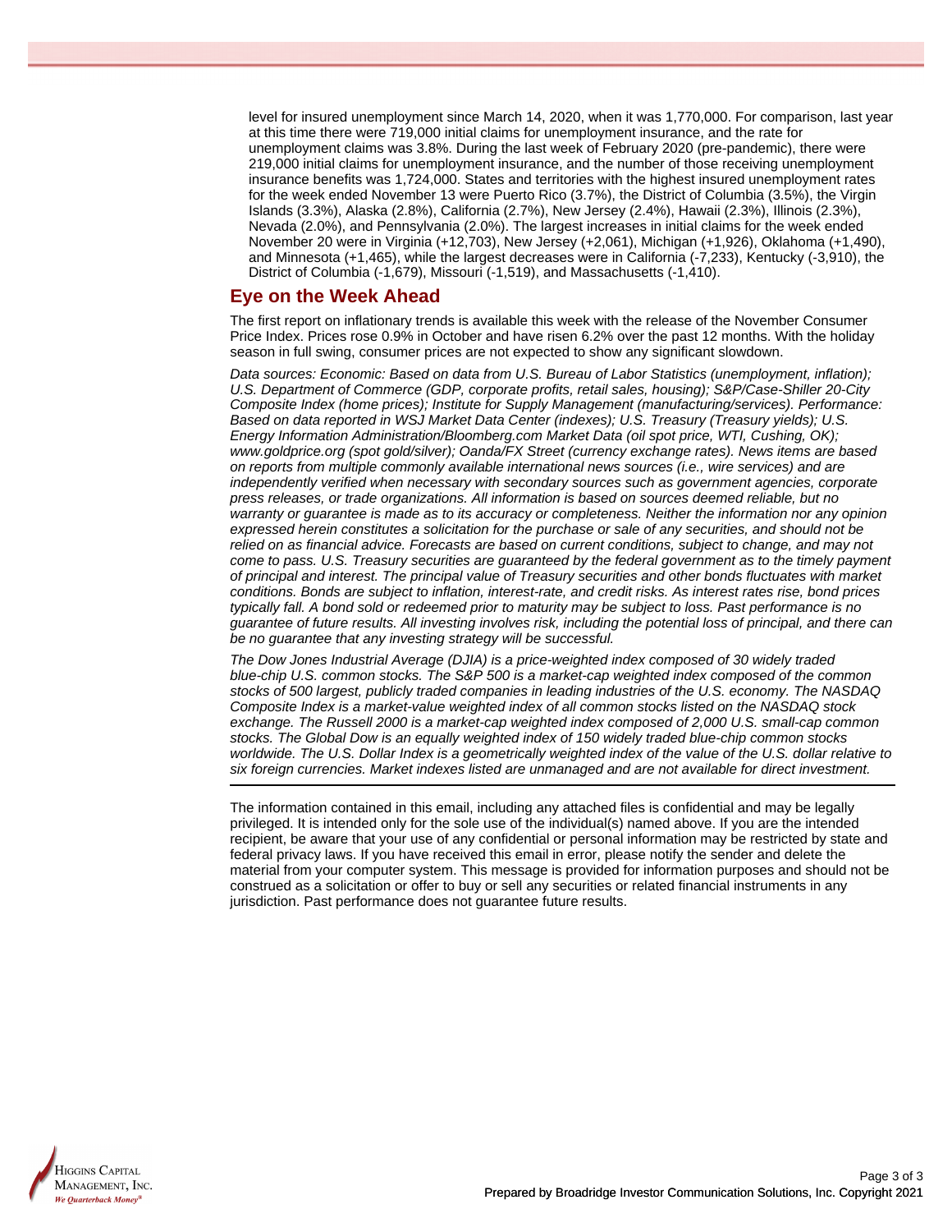level for insured unemployment since March 14, 2020, when it was 1,770,000. For comparison, last year at this time there were 719,000 initial claims for unemployment insurance, and the rate for unemployment claims was 3.8%. During the last week of February 2020 (pre-pandemic), there were 219,000 initial claims for unemployment insurance, and the number of those receiving unemployment insurance benefits was 1,724,000. States and territories with the highest insured unemployment rates for the week ended November 13 were Puerto Rico (3.7%), the District of Columbia (3.5%), the Virgin Islands (3.3%), Alaska (2.8%), California (2.7%), New Jersey (2.4%), Hawaii (2.3%), Illinois (2.3%), Nevada (2.0%), and Pennsylvania (2.0%). The largest increases in initial claims for the week ended November 20 were in Virginia (+12,703), New Jersey (+2,061), Michigan (+1,926), Oklahoma (+1,490), and Minnesota (+1,465), while the largest decreases were in California (-7,233), Kentucky (-3,910), the District of Columbia (-1,679), Missouri (-1,519), and Massachusetts (-1,410).

## Eye on the Week Ahead

The first report on inflationary trends is available this week with the release of the November Consumer Price Index. Prices rose 0.9% in October and have risen 6.2% over the past 12 months. With the holiday season in full swing, consumer prices are not expected to show any significant slowdown.

*Data sources: Economic: Based on data from U.S. Bureau of Labor Statistics (unemployment, inflation); U.S. Department of Commerce (GDP, corporate profits, retail sales, housing); S&P/Case-Shiller 20-City Composite Index (home prices); Institute for Supply Management (manufacturing/services). Performance: Based on data reported in WSJ Market Data Center (indexes); U.S. Treasury (Treasury yields); U.S. Energy Information Administration/Bloomberg.com Market Data (oil spot price, WTI, Cushing, OK); www.goldprice.org (spot gold/silver); Oanda/FX Street (currency exchange rates). News items are based on reports from multiple commonly available international news sources (i.e., wire services) and are independently verified when necessary with secondary sources such as government agencies, corporate press releases, or trade organizations. All information is based on sources deemed reliable, but no warranty or guarantee is made as to its accuracy or completeness. Neither the information nor any opinion expressed herein constitutes a solicitation for the purchase or sale of any securities, and should not be relied on as financial advice. Forecasts are based on current conditions, subject to change, and may not come to pass. U.S. Treasury securities are guaranteed by the federal government as to the timely payment of principal and interest. The principal value of Treasury securities and other bonds fluctuates with market conditions. Bonds are subject to inflation, interest-rate, and credit risks. As interest rates rise, bond prices typically fall. A bond sold or redeemed prior to maturity may be subject to loss. Past performance is no guarantee of future results. All investing involves risk, including the potential loss of principal, and there can be no guarantee that any investing strategy will be successful.*

*The Dow Jones Industrial Average (DJIA) is a price-weighted index composed of 30 widely traded blue-chip U.S. common stocks. The S&P 500 is a market-cap weighted index composed of the common stocks of 500 largest, publicly traded companies in leading industries of the U.S. economy. The NASDAQ Composite Index is a market-value weighted index of all common stocks listed on the NASDAQ stock exchange. The Russell 2000 is a market-cap weighted index composed of 2,000 U.S. small-cap common stocks. The Global Dow is an equally weighted index of 150 widely traded blue-chip common stocks worldwide. The U.S. Dollar Index is a geometrically weighted index of the value of the U.S. dollar relative to six foreign currencies. Market indexes listed are unmanaged and are not available for direct investment.*

---

The information contained in this email, including any attached files is confidential and may be legally privileged. It is intended only for the sole use of the individual(s) named above. If you are the intended recipient, be aware that your use of any confidential or personal information may be restricted by state and federal privacy laws. If you have received this email in error, please notify the sender and delete the material from your computer system. This message is provided for information purposes and should not be construed as a solicitation or offer to buy or sell any securities or related financial instruments in any jurisdiction. Past performance does not guarantee future results.

Higgins Capital Management, Inc.
*We Quarterback Money*®

Prepared by Broadridge Investor Communication Solutions, Inc. Copyright 2021